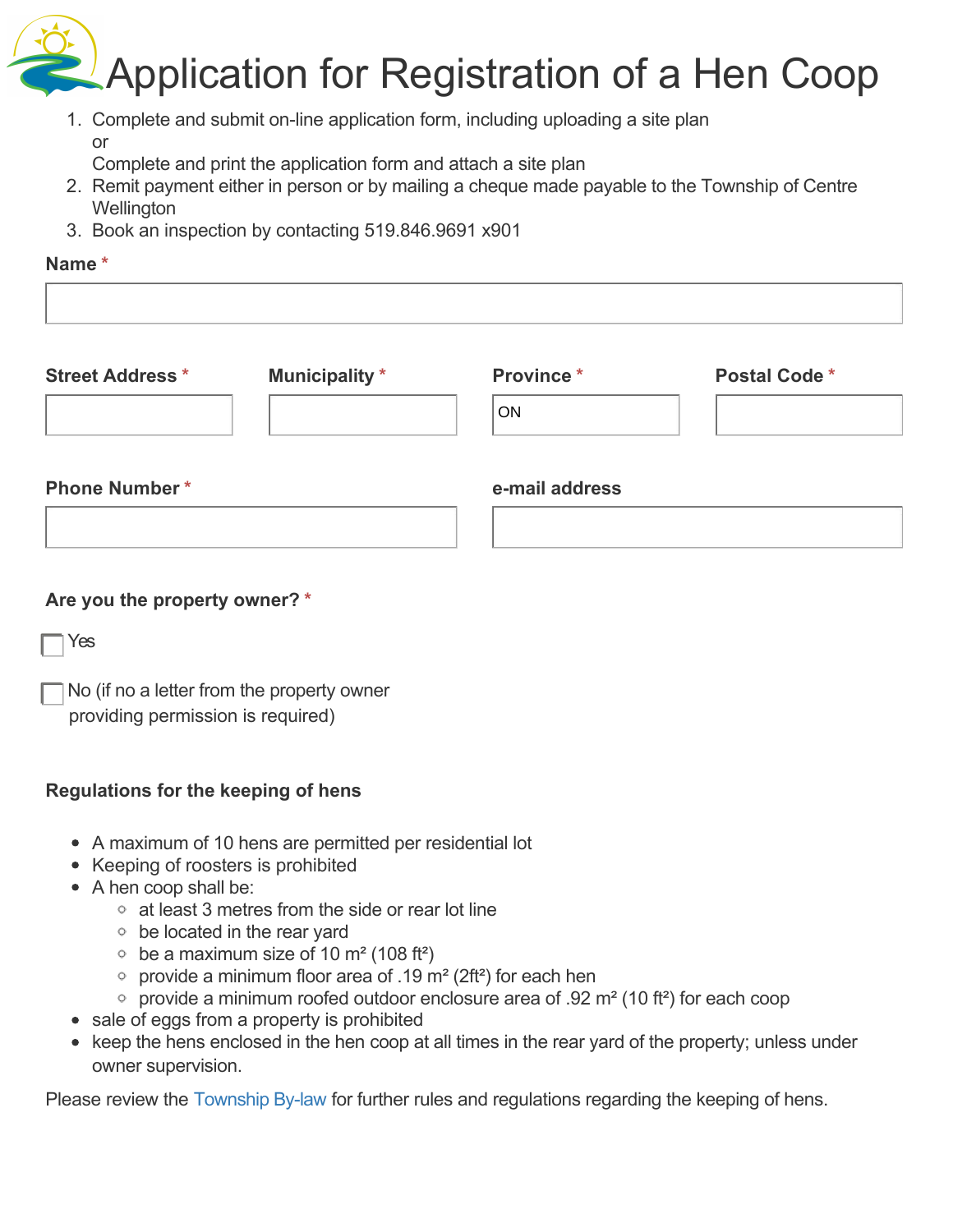# Application for Registration of a Hen Coop

1. Complete and submit on-line application form, including uploading a site plan
   or
   Complete and print the application form and attach a site plan
2. Remit payment either in person or by mailing a cheque made payable to the Township of Centre Wellington
3. Book an inspection by contacting 519.846.9691 x901

**Name** *

**Street Address** *

**Municipality** *

**Province** *

ON

**Postal Code** *

**Phone Number** *

**e-mail address**

**Are you the property owner?** *

☐ Yes

☐ No (if no a letter from the property owner providing permission is required)

**Regulations for the keeping of hens**

- A maximum of 10 hens are permitted per residential lot
- Keeping of roosters is prohibited
- A hen coop shall be:
  - at least 3 metres from the side or rear lot line
  - be located in the rear yard
  - be a maximum size of 10 $m^2$ (108 $ft^2$)
  - provide a minimum floor area of .19 $m^2$ (2$ft^2$) for each hen
  - provide a minimum roofed outdoor enclosure area of .92 $m^2$ (10 $ft^2$) for each coop
- sale of eggs from a property is prohibited
- keep the hens enclosed in the hen coop at all times in the rear yard of the property; unless under owner supervision.

Please review the Township By-law for further rules and regulations regarding the keeping of hens.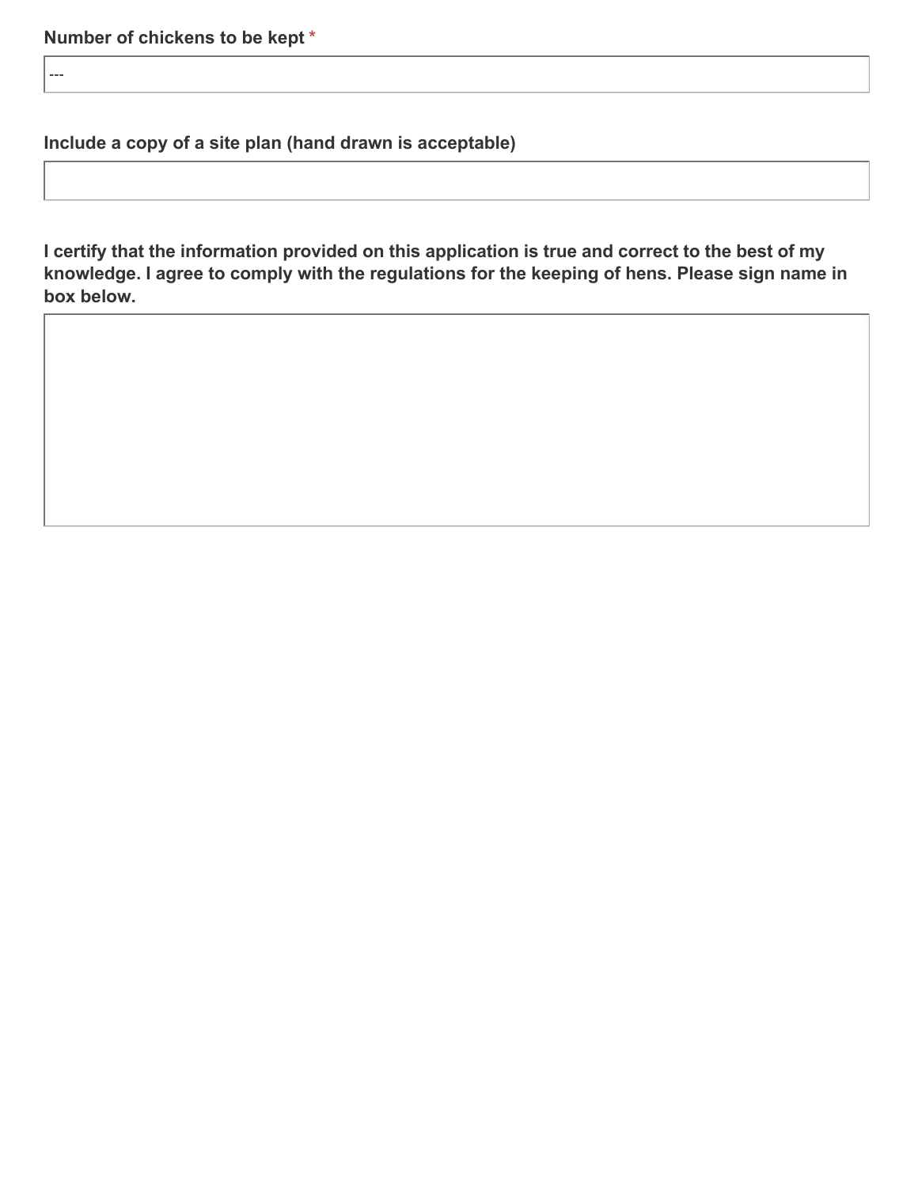**Number of chickens to be kept** *

---

**Include a copy of a site plan (hand drawn is acceptable)**

**I certify that the information provided on this application is true and correct to the best of my knowledge. I agree to comply with the regulations for the keeping of hens. Please sign name in box below.**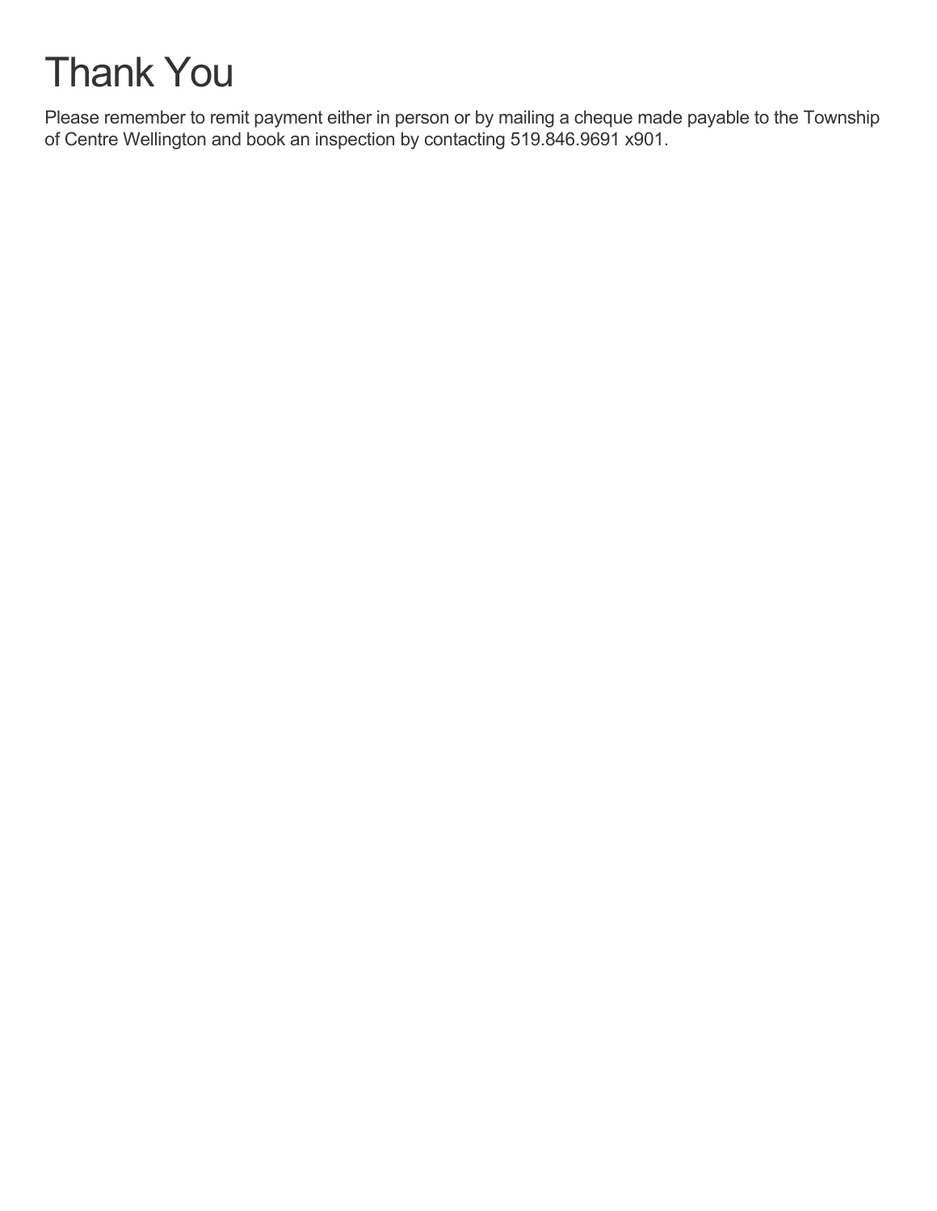# Thank You

Please remember to remit payment either in person or by mailing a cheque made payable to the Township of Centre Wellington and book an inspection by contacting 519.846.9691 x901.